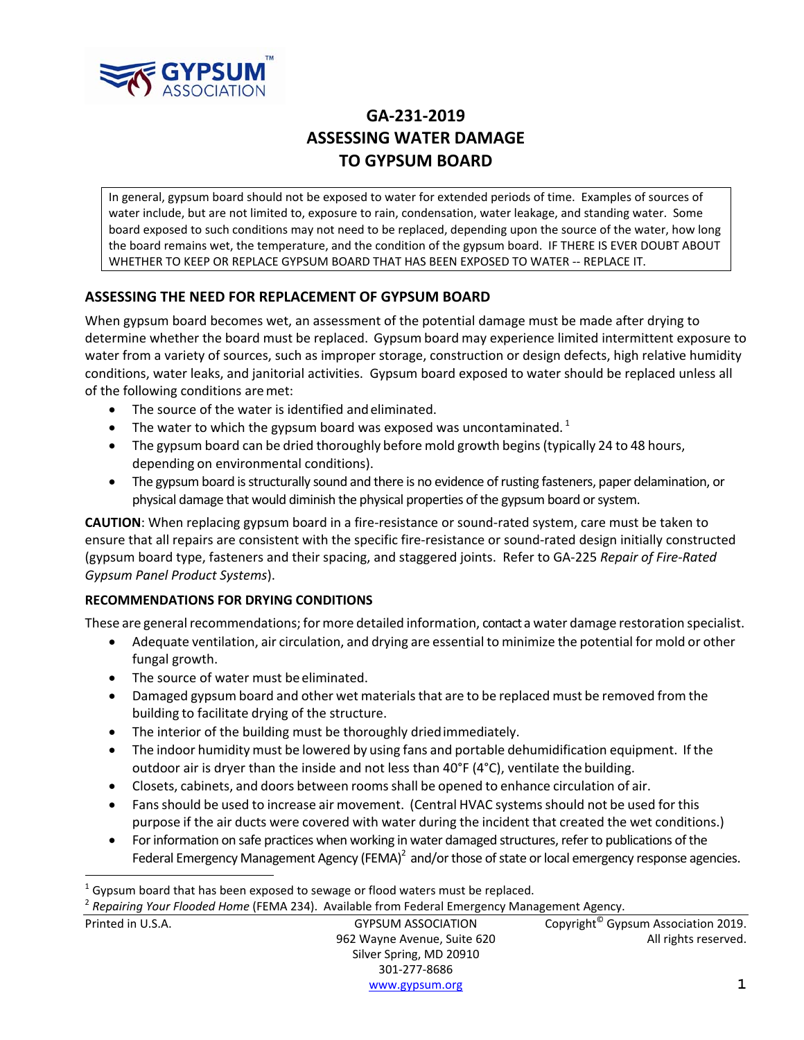GYPSUM ASSOCIATION™

# GA-231-2019
# ASSESSING WATER DAMAGE TO GYPSUM BOARD

In general, gypsum board should not be exposed to water for extended periods of time. Examples of sources of water include, but are not limited to, exposure to rain, condensation, water leakage, and standing water. Some board exposed to such conditions may not need to be replaced, depending upon the source of the water, how long the board remains wet, the temperature, and the condition of the gypsum board. IF THERE IS EVER DOUBT ABOUT WHETHER TO KEEP OR REPLACE GYPSUM BOARD THAT HAS BEEN EXPOSED TO WATER -- REPLACE IT.

## ASSESSING THE NEED FOR REPLACEMENT OF GYPSUM BOARD

When gypsum board becomes wet, an assessment of the potential damage must be made after drying to determine whether the board must be replaced. Gypsum board may experience limited intermittent exposure to water from a variety of sources, such as improper storage, construction or design defects, high relative humidity conditions, water leaks, and janitorial activities. Gypsum board exposed to water should be replaced unless all of the following conditions are met:

- The source of the water is identified and eliminated.
- The water to which the gypsum board was exposed was uncontaminated.[1]
- The gypsum board can be dried thoroughly before mold growth begins (typically 24 to 48 hours, depending on environmental conditions).
- The gypsum board is structurally sound and there is no evidence of rusting fasteners, paper delamination, or physical damage that would diminish the physical properties of the gypsum board or system.

**CAUTION**: When replacing gypsum board in a fire-resistance or sound-rated system, care must be taken to ensure that all repairs are consistent with the specific fire-resistance or sound-rated design initially constructed (gypsum board type, fasteners and their spacing, and staggered joints. Refer to GA-225 *Repair of Fire-Rated Gypsum Panel Product Systems*).

### RECOMMENDATIONS FOR DRYING CONDITIONS

These are general recommendations; for more detailed information, contact a water damage restoration specialist.

- Adequate ventilation, air circulation, and drying are essential to minimize the potential for mold or other fungal growth.
- The source of water must be eliminated.
- Damaged gypsum board and other wet materials that are to be replaced must be removed from the building to facilitate drying of the structure.
- The interior of the building must be thoroughly dried immediately.
- The indoor humidity must be lowered by using fans and portable dehumidification equipment. If the outdoor air is dryer than the inside and not less than 40°F (4°C), ventilate the building.
- Closets, cabinets, and doors between rooms shall be opened to enhance circulation of air.
- Fans should be used to increase air movement. (Central HVAC systems should not be used for this purpose if the air ducts were covered with water during the incident that created the wet conditions.)
- For information on safe practices when working in water damaged structures, refer to publications of the Federal Emergency Management Agency (FEMA)[2] and/or those of state or local emergency response agencies.

---

[1] Gypsum board that has been exposed to sewage or flood waters must be replaced.

[2] *Repairing Your Flooded Home* (FEMA 234). Available from Federal Emergency Management Agency.

Printed in U.S.A.

GYPSUM ASSOCIATION
962 Wayne Avenue, Suite 620
Silver Spring, MD 20910
301-277-8686
www.gypsum.org

Copyright© Gypsum Association 2019. All rights reserved.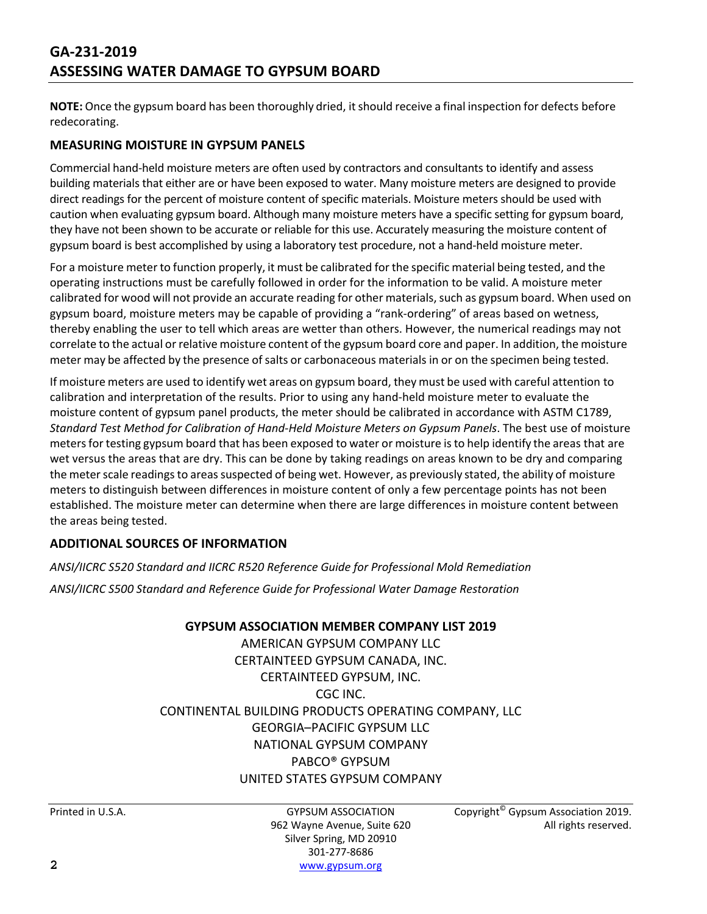**NOTE:** Once the gypsum board has been thoroughly dried, it should receive a final inspection for defects before redecorating.

## MEASURING MOISTURE IN GYPSUM PANELS

Commercial hand-held moisture meters are often used by contractors and consultants to identify and assess building materials that either are or have been exposed to water. Many moisture meters are designed to provide direct readings for the percent of moisture content of specific materials. Moisture meters should be used with caution when evaluating gypsum board. Although many moisture meters have a specific setting for gypsum board, they have not been shown to be accurate or reliable for this use. Accurately measuring the moisture content of gypsum board is best accomplished by using a laboratory test procedure, not a hand-held moisture meter.

For a moisture meter to function properly, it must be calibrated for the specific material being tested, and the operating instructions must be carefully followed in order for the information to be valid. A moisture meter calibrated for wood will not provide an accurate reading for other materials, such as gypsum board. When used on gypsum board, moisture meters may be capable of providing a "rank-ordering" of areas based on wetness, thereby enabling the user to tell which areas are wetter than others. However, the numerical readings may not correlate to the actual or relative moisture content of the gypsum board core and paper. In addition, the moisture meter may be affected by the presence of salts or carbonaceous materials in or on the specimen being tested.

If moisture meters are used to identify wet areas on gypsum board, they must be used with careful attention to calibration and interpretation of the results. Prior to using any hand-held moisture meter to evaluate the moisture content of gypsum panel products, the meter should be calibrated in accordance with ASTM C1789, *Standard Test Method for Calibration of Hand-Held Moisture Meters on Gypsum Panels*. The best use of moisture meters for testing gypsum board that has been exposed to water or moisture is to help identify the areas that are wet versus the areas that are dry. This can be done by taking readings on areas known to be dry and comparing the meter scale readings to areas suspected of being wet. However, as previously stated, the ability of moisture meters to distinguish between differences in moisture content of only a few percentage points has not been established. The moisture meter can determine when there are large differences in moisture content between the areas being tested.

## ADDITIONAL SOURCES OF INFORMATION

*ANSI/IICRC S520 Standard and IICRC R520 Reference Guide for Professional Mold Remediation*

*ANSI/IICRC S500 Standard and Reference Guide for Professional Water Damage Restoration*

**GYPSUM ASSOCIATION MEMBER COMPANY LIST 2019**

AMERICAN GYPSUM COMPANY LLC
CERTAINTEED GYPSUM CANADA, INC.
CERTAINTEED GYPSUM, INC.
CGC INC.
CONTINENTAL BUILDING PRODUCTS OPERATING COMPANY, LLC
GEORGIA–PACIFIC GYPSUM LLC
NATIONAL GYPSUM COMPANY
PABCO® GYPSUM
UNITED STATES GYPSUM COMPANY

Printed in U.S.A.

GYPSUM ASSOCIATION
962 Wayne Avenue, Suite 620
Silver Spring, MD 20910
301-277-8686
www.gypsum.org

Copyright© Gypsum Association 2019. All rights reserved.